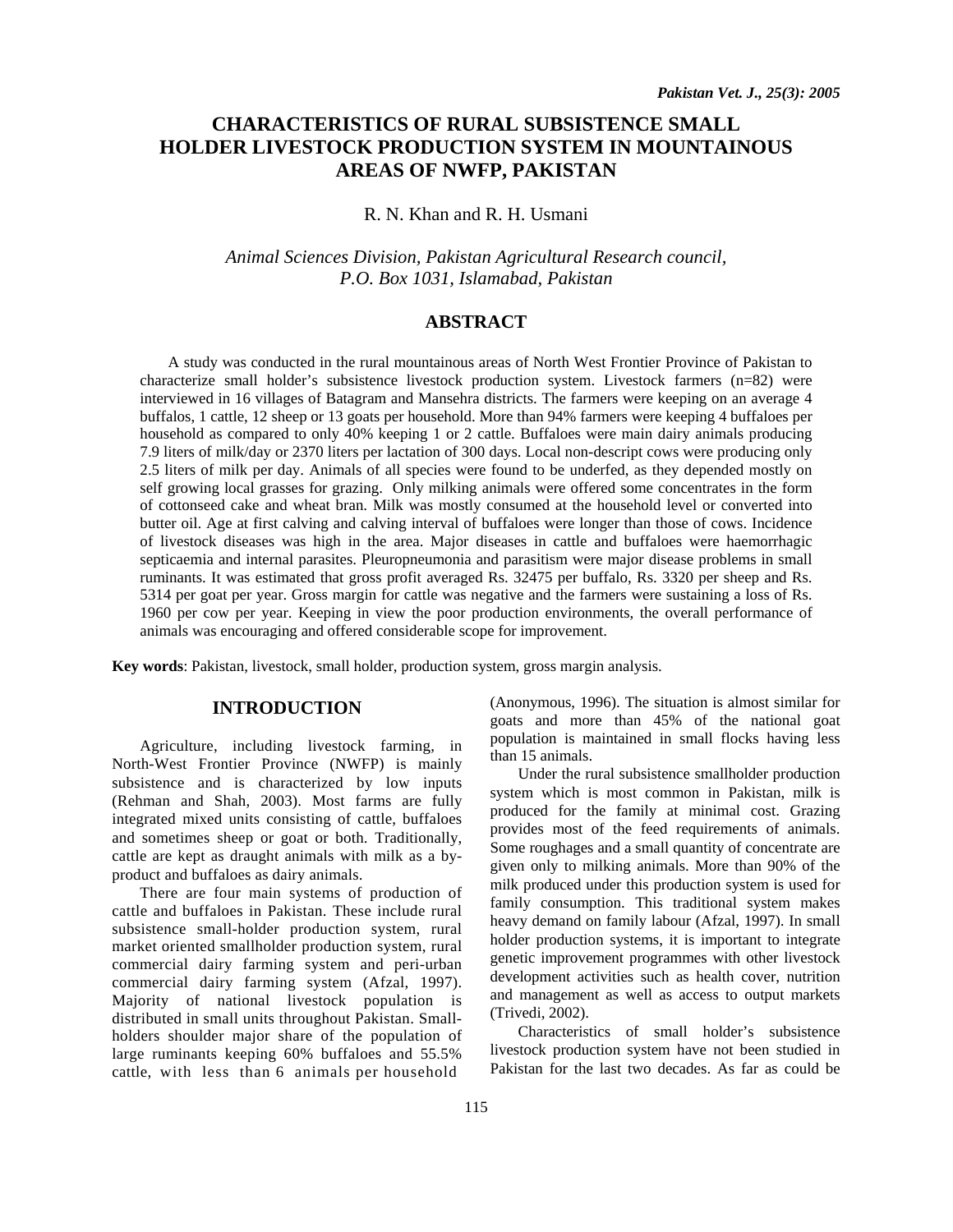# CHARACTERISTICS OF RURAL SUBSISTENCE SMALL HOLDER LIVESTOCK PRODUCTION SYSTEM IN MOUNTAINOUS AREAS OF NWFP, PAKISTAN

R. N. Khan and R. H. Usmani

*Animal Sciences Division, Pakistan Agricultural Research council, P.O. Box 1031, Islamabad, Pakistan*

## ABSTRACT

A study was conducted in the rural mountainous areas of North West Frontier Province of Pakistan to characterize small holder's subsistence livestock production system. Livestock farmers (n=82) were interviewed in 16 villages of Batagram and Mansehra districts. The farmers were keeping on an average 4 buffalos, 1 cattle, 12 sheep or 13 goats per household. More than 94% farmers were keeping 4 buffaloes per household as compared to only 40% keeping 1 or 2 cattle. Buffaloes were main dairy animals producing 7.9 liters of milk/day or 2370 liters per lactation of 300 days. Local non-descript cows were producing only 2.5 liters of milk per day. Animals of all species were found to be underfed, as they depended mostly on self growing local grasses for grazing. Only milking animals were offered some concentrates in the form of cottonseed cake and wheat bran. Milk was mostly consumed at the household level or converted into butter oil. Age at first calving and calving interval of buffaloes were longer than those of cows. Incidence of livestock diseases was high in the area. Major diseases in cattle and buffaloes were haemorrhagic septicaemia and internal parasites. Pleuropneumonia and parasitism were major disease problems in small ruminants. It was estimated that gross profit averaged Rs. 32475 per buffalo, Rs. 3320 per sheep and Rs. 5314 per goat per year. Gross margin for cattle was negative and the farmers were sustaining a loss of Rs. 1960 per cow per year. Keeping in view the poor production environments, the overall performance of animals was encouraging and offered considerable scope for improvement.

**Key words**: Pakistan, livestock, small holder, production system, gross margin analysis.

## INTRODUCTION

Agriculture, including livestock farming, in North-West Frontier Province (NWFP) is mainly subsistence and is characterized by low inputs (Rehman and Shah, 2003). Most farms are fully integrated mixed units consisting of cattle, buffaloes and sometimes sheep or goat or both. Traditionally, cattle are kept as draught animals with milk as a by-product and buffaloes as dairy animals.

There are four main systems of production of cattle and buffaloes in Pakistan. These include rural subsistence small-holder production system, rural market oriented smallholder production system, rural commercial dairy farming system and peri-urban commercial dairy farming system (Afzal, 1997). Majority of national livestock population is distributed in small units throughout Pakistan. Small-holders shoulder major share of the population of large ruminants keeping 60% buffaloes and 55.5% cattle, with less than 6 animals per household (Anonymous, 1996). The situation is almost similar for goats and more than 45% of the national goat population is maintained in small flocks having less than 15 animals.

Under the rural subsistence smallholder production system which is most common in Pakistan, milk is produced for the family at minimal cost. Grazing provides most of the feed requirements of animals. Some roughages and a small quantity of concentrate are given only to milking animals. More than 90% of the milk produced under this production system is used for family consumption. This traditional system makes heavy demand on family labour (Afzal, 1997). In small holder production systems, it is important to integrate genetic improvement programmes with other livestock development activities such as health cover, nutrition and management as well as access to output markets (Trivedi, 2002).

Characteristics of small holder's subsistence livestock production system have not been studied in Pakistan for the last two decades. As far as could be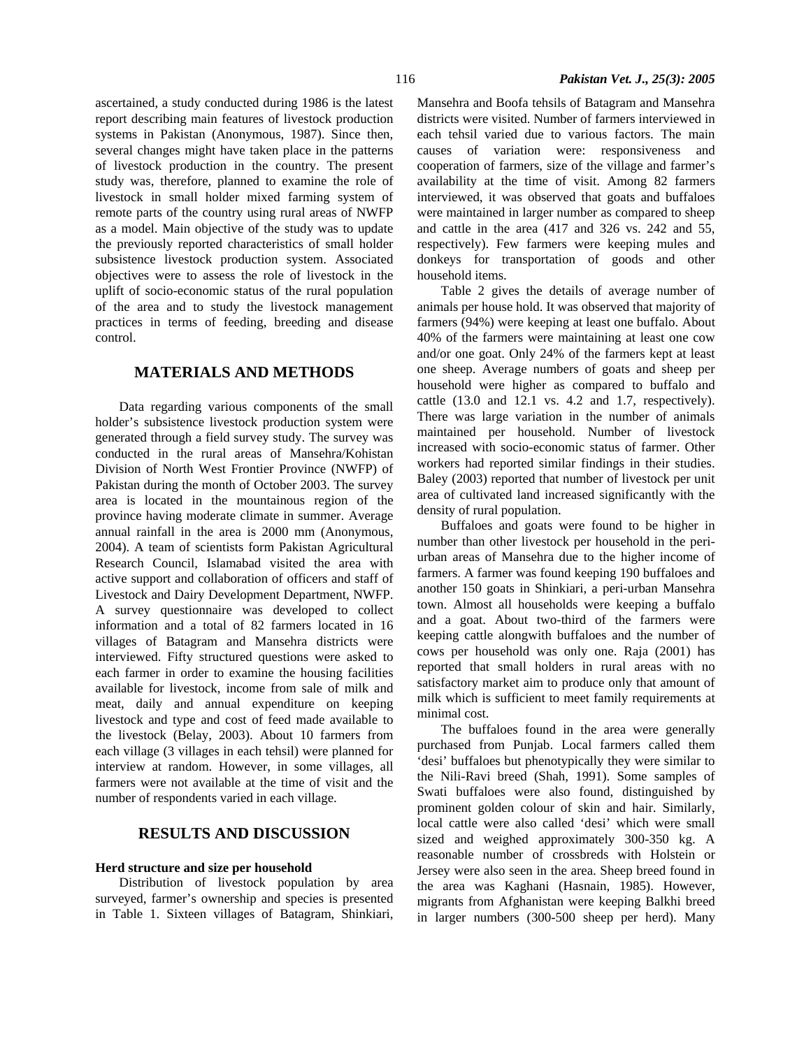ascertained, a study conducted during 1986 is the latest report describing main features of livestock production systems in Pakistan (Anonymous, 1987). Since then, several changes might have taken place in the patterns of livestock production in the country. The present study was, therefore, planned to examine the role of livestock in small holder mixed farming system of remote parts of the country using rural areas of NWFP as a model. Main objective of the study was to update the previously reported characteristics of small holder subsistence livestock production system. Associated objectives were to assess the role of livestock in the uplift of socio-economic status of the rural population of the area and to study the livestock management practices in terms of feeding, breeding and disease control.

## MATERIALS AND METHODS

Data regarding various components of the small holder's subsistence livestock production system were generated through a field survey study. The survey was conducted in the rural areas of Mansehra/Kohistan Division of North West Frontier Province (NWFP) of Pakistan during the month of October 2003. The survey area is located in the mountainous region of the province having moderate climate in summer. Average annual rainfall in the area is 2000 mm (Anonymous, 2004). A team of scientists form Pakistan Agricultural Research Council, Islamabad visited the area with active support and collaboration of officers and staff of Livestock and Dairy Development Department, NWFP. A survey questionnaire was developed to collect information and a total of 82 farmers located in 16 villages of Batagram and Mansehra districts were interviewed. Fifty structured questions were asked to each farmer in order to examine the housing facilities available for livestock, income from sale of milk and meat, daily and annual expenditure on keeping livestock and type and cost of feed made available to the livestock (Belay, 2003). About 10 farmers from each village (3 villages in each tehsil) were planned for interview at random. However, in some villages, all farmers were not available at the time of visit and the number of respondents varied in each village.

## RESULTS AND DISCUSSION

### Herd structure and size per household

Distribution of livestock population by area surveyed, farmer's ownership and species is presented in Table 1. Sixteen villages of Batagram, Shinkiari, Mansehra and Boofa tehsils of Batagram and Mansehra districts were visited. Number of farmers interviewed in each tehsil varied due to various factors. The main causes of variation were: responsiveness and cooperation of farmers, size of the village and farmer's availability at the time of visit. Among 82 farmers interviewed, it was observed that goats and buffaloes were maintained in larger number as compared to sheep and cattle in the area (417 and 326 vs. 242 and 55, respectively). Few farmers were keeping mules and donkeys for transportation of goods and other household items.

Table 2 gives the details of average number of animals per house hold. It was observed that majority of farmers (94%) were keeping at least one buffalo. About 40% of the farmers were maintaining at least one cow and/or one goat. Only 24% of the farmers kept at least one sheep. Average numbers of goats and sheep per household were higher as compared to buffalo and cattle (13.0 and 12.1 vs. 4.2 and 1.7, respectively). There was large variation in the number of animals maintained per household. Number of livestock increased with socio-economic status of farmer. Other workers had reported similar findings in their studies. Baley (2003) reported that number of livestock per unit area of cultivated land increased significantly with the density of rural population.

Buffaloes and goats were found to be higher in number than other livestock per household in the peri-urban areas of Mansehra due to the higher income of farmers. A farmer was found keeping 190 buffaloes and another 150 goats in Shinkiari, a peri-urban Mansehra town. Almost all households were keeping a buffalo and a goat. About two-third of the farmers were keeping cattle alongwith buffaloes and the number of cows per household was only one. Raja (2001) has reported that small holders in rural areas with no satisfactory market aim to produce only that amount of milk which is sufficient to meet family requirements at minimal cost.

The buffaloes found in the area were generally purchased from Punjab. Local farmers called them 'desi' buffaloes but phenotypically they were similar to the Nili-Ravi breed (Shah, 1991). Some samples of Swati buffaloes were also found, distinguished by prominent golden colour of skin and hair. Similarly, local cattle were also called 'desi' which were small sized and weighed approximately 300-350 kg. A reasonable number of crossbreds with Holstein or Jersey were also seen in the area. Sheep breed found in the area was Kaghani (Hasnain, 1985). However, migrants from Afghanistan were keeping Balkhi breed in larger numbers (300-500 sheep per herd). Many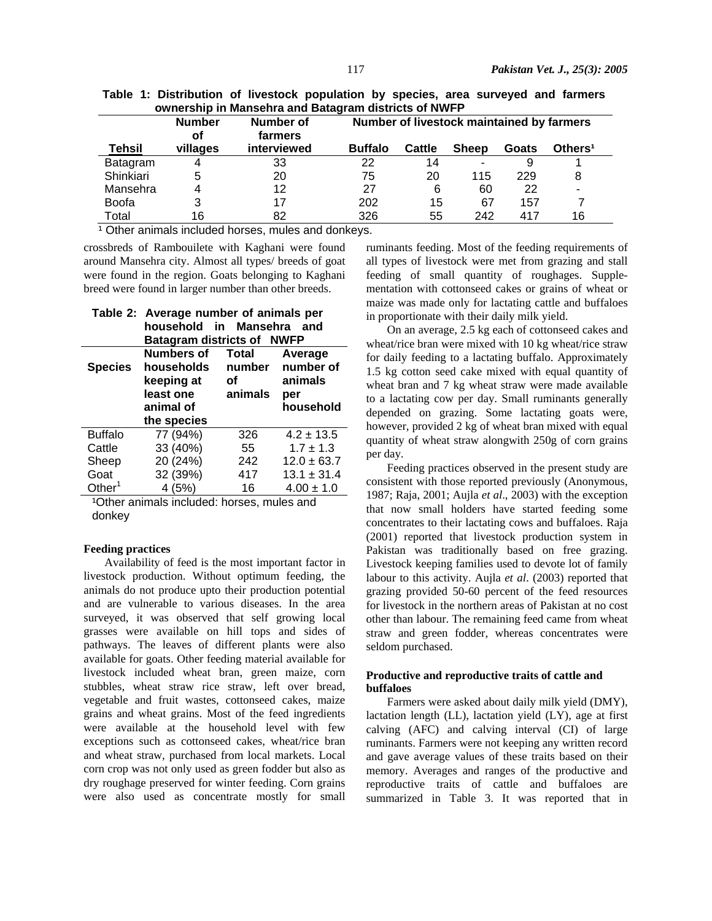**Table 1: Distribution of livestock population by species, area surveyed and farmers ownership in Mansehra and Batagram districts of NWFP**

| Tehsil | Number of villages | Number of farmers interviewed | Number of livestock maintained by farmers | | | | |
|---|---|---|---|---|---|---|---|
| | | | Buffalo | Cattle | Sheep | Goats | Others[1] |
| Batagram | 4 | 33 | 22 | 14 | - | 9 | 1 |
| Shinkiari | 5 | 20 | 75 | 20 | 115 | 229 | 8 |
| Mansehra | 4 | 12 | 27 | 6 | 60 | 22 | - |
| Boofa | 3 | 17 | 202 | 15 | 67 | 157 | 7 |
| Total | 16 | 82 | 326 | 55 | 242 | 417 | 16 |

[1] Other animals included horses, mules and donkeys.

crossbreds of Rambouilete with Kaghani were found around Mansehra city. Almost all types/ breeds of goat were found in the region. Goats belonging to Kaghani breed were found in larger number than other breeds.

**Table 2: Average number of animals per household in Mansehra and Batagram districts of NWFP**

| Species | Numbers of households keeping at least one animal of the species | Total number of animals | Average number of animals per household |
|---|---|---|---|
| Buffalo | 77 (94%) | 326 | 4.2 ± 13.5 |
| Cattle | 33 (40%) | 55 | 1.7 ± 1.3 |
| Sheep | 20 (24%) | 242 | 12.0 ± 63.7 |
| Goat | 32 (39%) | 417 | 13.1 ± 31.4 |
| Other[1] | 4 (5%) | 16 | 4.00 ± 1.0 |

[1]Other animals included: horses, mules and donkey

**Feeding practices**

Availability of feed is the most important factor in livestock production. Without optimum feeding, the animals do not produce upto their production potential and are vulnerable to various diseases. In the area surveyed, it was observed that self growing local grasses were available on hill tops and sides of pathways. The leaves of different plants were also available for goats. Other feeding material available for livestock included wheat bran, green maize, corn stubbles, wheat straw rice straw, left over bread, vegetable and fruit wastes, cottonseed cakes, maize grains and wheat grains. Most of the feed ingredients were available at the household level with few exceptions such as cottonseed cakes, wheat/rice bran and wheat straw, purchased from local markets. Local corn crop was not only used as green fodder but also as dry roughage preserved for winter feeding. Corn grains were also used as concentrate mostly for small ruminants feeding. Most of the feeding requirements of all types of livestock were met from grazing and stall feeding of small quantity of roughages. Supplementation with cottonseed cakes or grains of wheat or maize was made only for lactating cattle and buffaloes in proportionate with their daily milk yield.

On an average, 2.5 kg each of cottonseed cakes and wheat/rice bran were mixed with 10 kg wheat/rice straw for daily feeding to a lactating buffalo. Approximately 1.5 kg cotton seed cake mixed with equal quantity of wheat bran and 7 kg wheat straw were made available to a lactating cow per day. Small ruminants generally depended on grazing. Some lactating goats were, however, provided 2 kg of wheat bran mixed with equal quantity of wheat straw alongwith 250g of corn grains per day.

Feeding practices observed in the present study are consistent with those reported previously (Anonymous, 1987; Raja, 2001; Aujla *et al*., 2003) with the exception that now small holders have started feeding some concentrates to their lactating cows and buffaloes. Raja (2001) reported that livestock production system in Pakistan was traditionally based on free grazing. Livestock keeping families used to devote lot of family labour to this activity. Aujla *et al*. (2003) reported that grazing provided 50-60 percent of the feed resources for livestock in the northern areas of Pakistan at no cost other than labour. The remaining feed came from wheat straw and green fodder, whereas concentrates were seldom purchased.

**Productive and reproductive traits of cattle and buffaloes**

Farmers were asked about daily milk yield (DMY), lactation length (LL), lactation yield (LY), age at first calving (AFC) and calving interval (CI) of large ruminants. Farmers were not keeping any written record and gave average values of these traits based on their memory. Averages and ranges of the productive and reproductive traits of cattle and buffaloes are summarized in Table 3. It was reported that in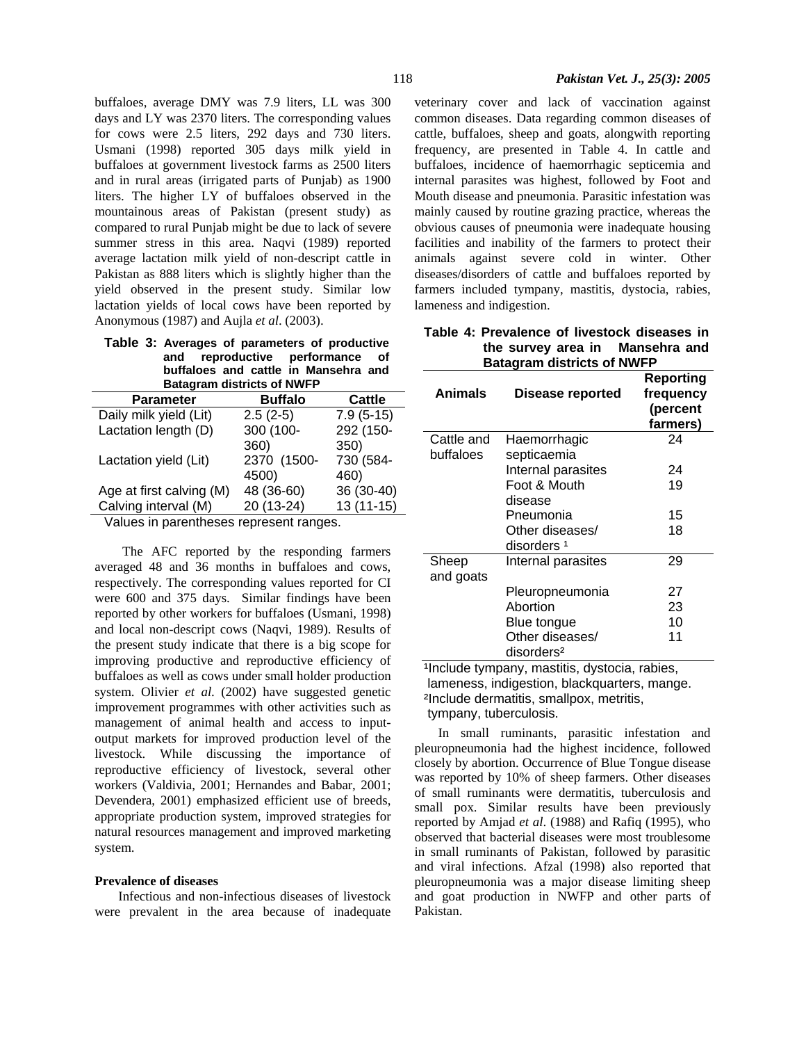buffaloes, average DMY was 7.9 liters, LL was 300 days and LY was 2370 liters. The corresponding values for cows were 2.5 liters, 292 days and 730 liters. Usmani (1998) reported 305 days milk yield in buffaloes at government livestock farms as 2500 liters and in rural areas (irrigated parts of Punjab) as 1900 liters. The higher LY of buffaloes observed in the mountainous areas of Pakistan (present study) as compared to rural Punjab might be due to lack of severe summer stress in this area. Naqvi (1989) reported average lactation milk yield of non-descript cattle in Pakistan as 888 liters which is slightly higher than the yield observed in the present study. Similar low lactation yields of local cows have been reported by Anonymous (1987) and Aujla *et al*. (2003).

**Table 3: Averages of parameters of productive and reproductive performance of buffaloes and cattle in Mansehra and Batagram districts of NWFP**

| Parameter | Buffalo | Cattle |
|---|---|---|
| Daily milk yield (Lit) | 2.5 (2-5) | 7.9 (5-15) |
| Lactation length (D) | 300 (100-360) | 292 (150-350) |
| Lactation yield (Lit) | 2370 (1500-4500) | 730 (584-460) |
| Age at first calving (M) | 48 (36-60) | 36 (30-40) |
| Calving interval (M) | 20 (13-24) | 13 (11-15) |

Values in parentheses represent ranges.

The AFC reported by the responding farmers averaged 48 and 36 months in buffaloes and cows, respectively. The corresponding values reported for CI were 600 and 375 days. Similar findings have been reported by other workers for buffaloes (Usmani, 1998) and local non-descript cows (Naqvi, 1989). Results of the present study indicate that there is a big scope for improving productive and reproductive efficiency of buffaloes as well as cows under small holder production system. Olivier *et al*. (2002) have suggested genetic improvement programmes with other activities such as management of animal health and access to input-output markets for improved production level of the livestock. While discussing the importance of reproductive efficiency of livestock, several other workers (Valdivia, 2001; Hernandes and Babar, 2001; Devendera, 2001) emphasized efficient use of breeds, appropriate production system, improved strategies for natural resources management and improved marketing system.

**Prevalence of diseases**

Infectious and non-infectious diseases of livestock were prevalent in the area because of inadequate veterinary cover and lack of vaccination against common diseases. Data regarding common diseases of cattle, buffaloes, sheep and goats, alongwith reporting frequency, are presented in Table 4. In cattle and buffaloes, incidence of haemorrhagic septicemia and internal parasites was highest, followed by Foot and Mouth disease and pneumonia. Parasitic infestation was mainly caused by routine grazing practice, whereas the obvious causes of pneumonia were inadequate housing facilities and inability of the farmers to protect their animals against severe cold in winter. Other diseases/disorders of cattle and buffaloes reported by farmers included tympany, mastitis, dystocia, rabies, lameness and indigestion.

**Table 4: Prevalence of livestock diseases in the survey area in Mansehra and Batagram districts of NWFP**

| Animals | Disease reported | Reporting frequency (percent farmers) |
|---|---|---|
| Cattle and buffaloes | Haemorrhagic septicaemia | 24 |
| | Internal parasites | 24 |
| | Foot & Mouth disease | 19 |
| | Pneumonia | 15 |
| | Other diseases/ disorders [1] | 18 |
| Sheep and goats | Internal parasites | 29 |
| | Pleuropneumonia | 27 |
| | Abortion | 23 |
| | Blue tongue | 10 |
| | Other diseases/ disorders[2] | 11 |

[1]Include tympany, mastitis, dystocia, rabies, lameness, indigestion, blackquarters, mange.
[2]Include dermatitis, smallpox, metritis, tympany, tuberculosis.

In small ruminants, parasitic infestation and pleuropneumonia had the highest incidence, followed closely by abortion. Occurrence of Blue Tongue disease was reported by 10% of sheep farmers. Other diseases of small ruminants were dermatitis, tuberculosis and small pox. Similar results have been previously reported by Amjad *et al*. (1988) and Rafiq (1995), who observed that bacterial diseases were most troublesome in small ruminants of Pakistan, followed by parasitic and viral infections. Afzal (1998) also reported that pleuropneumonia was a major disease limiting sheep and goat production in NWFP and other parts of Pakistan.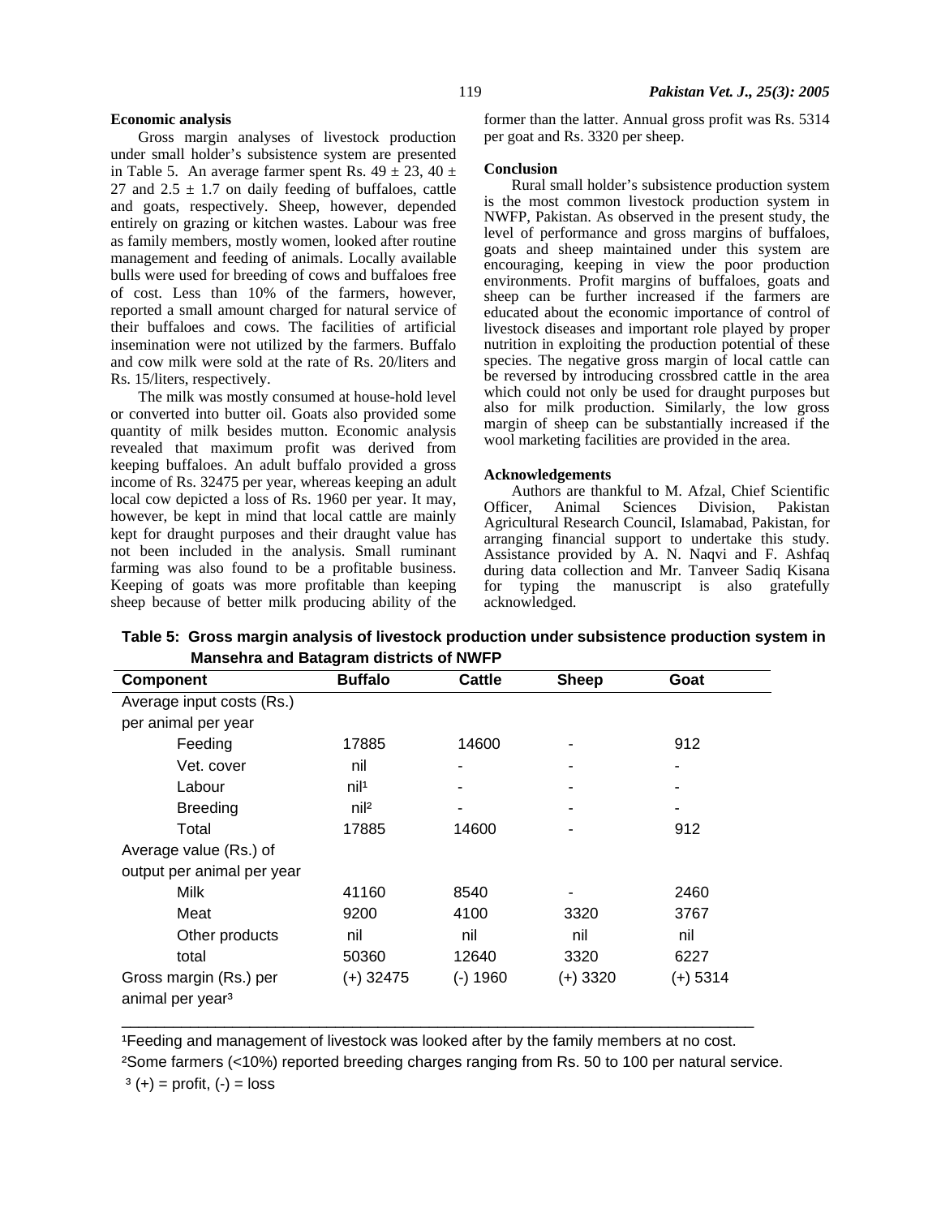### Economic analysis

Gross margin analyses of livestock production under small holder's subsistence system are presented in Table 5. An average farmer spent Rs. 49 ± 23, 40 ± 27 and 2.5 ± 1.7 on daily feeding of buffaloes, cattle and goats, respectively. Sheep, however, depended entirely on grazing or kitchen wastes. Labour was free as family members, mostly women, looked after routine management and feeding of animals. Locally available bulls were used for breeding of cows and buffaloes free of cost. Less than 10% of the farmers, however, reported a small amount charged for natural service of their buffaloes and cows. The facilities of artificial insemination were not utilized by the farmers. Buffalo and cow milk were sold at the rate of Rs. 20/liters and Rs. 15/liters, respectively.

The milk was mostly consumed at house-hold level or converted into butter oil. Goats also provided some quantity of milk besides mutton. Economic analysis revealed that maximum profit was derived from keeping buffaloes. An adult buffalo provided a gross income of Rs. 32475 per year, whereas keeping an adult local cow depicted a loss of Rs. 1960 per year. It may, however, be kept in mind that local cattle are mainly kept for draught purposes and their draught value has not been included in the analysis. Small ruminant farming was also found to be a profitable business. Keeping of goats was more profitable than keeping sheep because of better milk producing ability of the former than the latter. Annual gross profit was Rs. 5314 per goat and Rs. 3320 per sheep.

### Conclusion

Rural small holder's subsistence production system is the most common livestock production system in NWFP, Pakistan. As observed in the present study, the level of performance and gross margins of buffaloes, goats and sheep maintained under this system are encouraging, keeping in view the poor production environments. Profit margins of buffaloes, goats and sheep can be further increased if the farmers are educated about the economic importance of control of livestock diseases and important role played by proper nutrition in exploiting the production potential of these species. The negative gross margin of local cattle can be reversed by introducing crossbred cattle in the area which could not only be used for draught purposes but also for milk production. Similarly, the low gross margin of sheep can be substantially increased if the wool marketing facilities are provided in the area.

### Acknowledgements

Authors are thankful to M. Afzal, Chief Scientific Officer, Animal Sciences Division, Pakistan Agricultural Research Council, Islamabad, Pakistan, for arranging financial support to undertake this study. Assistance provided by A. N. Naqvi and F. Ashfaq during data collection and Mr. Tanveer Sadiq Kisana for typing the manuscript is also gratefully acknowledged.

**Table 5: Gross margin analysis of livestock production under subsistence production system in Mansehra and Batagram districts of NWFP**

| Component | Buffalo | Cattle | Sheep | Goat |
|---|---|---|---|---|
| Average input costs (Rs.) per animal per year | | | | |
| Feeding | 17885 | 14600 | - | 912 |
| Vet. cover | nil | - | - | - |
| Labour | nil[1] | - | - | - |
| Breeding | nil[2] | - | - | - |
| Total | 17885 | 14600 | - | 912 |
| Average value (Rs.) of output per animal per year | | | | |
| Milk | 41160 | 8540 | - | 2460 |
| Meat | 9200 | 4100 | 3320 | 3767 |
| Other products | nil | nil | nil | nil |
| total | 50360 | 12640 | 3320 | 6227 |
| Gross margin (Rs.) per animal per year[3] | (+) 32475 | (-) 1960 | (+) 3320 | (+) 5314 |

[1]Feeding and management of livestock was looked after by the family members at no cost.

[2]Some farmers (<10%) reported breeding charges ranging from Rs. 50 to 100 per natural service.

[3] (+) = profit, (-) = loss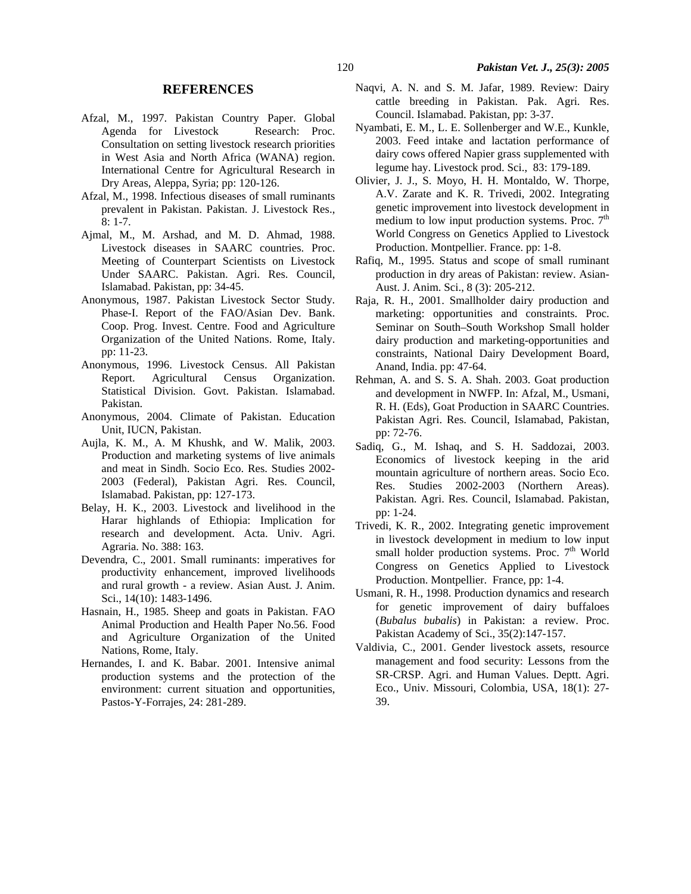## REFERENCES

Afzal, M., 1997. Pakistan Country Paper. Global Agenda for Livestock Research: Proc. Consultation on setting livestock research priorities in West Asia and North Africa (WANA) region. International Centre for Agricultural Research in Dry Areas, Aleppa, Syria; pp: 120-126.

Afzal, M., 1998. Infectious diseases of small ruminants prevalent in Pakistan. Pakistan. J. Livestock Res., 8: 1-7.

Ajmal, M., M. Arshad, and M. D. Ahmad, 1988. Livestock diseases in SAARC countries. Proc. Meeting of Counterpart Scientists on Livestock Under SAARC. Pakistan. Agri. Res. Council, Islamabad. Pakistan, pp: 34-45.

Anonymous, 1987. Pakistan Livestock Sector Study. Phase-I. Report of the FAO/Asian Dev. Bank. Coop. Prog. Invest. Centre. Food and Agriculture Organization of the United Nations. Rome, Italy. pp: 11-23.

Anonymous, 1996. Livestock Census. All Pakistan Report. Agricultural Census Organization. Statistical Division. Govt. Pakistan. Islamabad. Pakistan.

Anonymous, 2004. Climate of Pakistan. Education Unit, IUCN, Pakistan.

Aujla, K. M., A. M Khushk, and W. Malik, 2003. Production and marketing systems of live animals and meat in Sindh. Socio Eco. Res. Studies 2002-2003 (Federal), Pakistan Agri. Res. Council, Islamabad. Pakistan, pp: 127-173.

Belay, H. K., 2003. Livestock and livelihood in the Harar highlands of Ethiopia: Implication for research and development. Acta. Univ. Agri. Agraria. No. 388: 163.

Devendra, C., 2001. Small ruminants: imperatives for productivity enhancement, improved livelihoods and rural growth - a review. Asian Aust. J. Anim. Sci., 14(10): 1483-1496.

Hasnain, H., 1985. Sheep and goats in Pakistan. FAO Animal Production and Health Paper No.56. Food and Agriculture Organization of the United Nations, Rome, Italy.

Hernandes, I. and K. Babar. 2001. Intensive animal production systems and the protection of the environment: current situation and opportunities, Pastos-Y-Forrajes, 24: 281-289.

Naqvi, A. N. and S. M. Jafar, 1989. Review: Dairy cattle breeding in Pakistan. Pak. Agri. Res. Council. Islamabad. Pakistan, pp: 3-37.

Nyambati, E. M., L. E. Sollenberger and W.E., Kunkle, 2003. Feed intake and lactation performance of dairy cows offered Napier grass supplemented with legume hay. Livestock prod. Sci., 83: 179-189.

Olivier, J. J., S. Moyo, H. H. Montaldo, W. Thorpe, A.V. Zarate and K. R. Trivedi, 2002. Integrating genetic improvement into livestock development in medium to low input production systems. Proc. 7th World Congress on Genetics Applied to Livestock Production. Montpellier. France. pp: 1-8.

Rafiq, M., 1995. Status and scope of small ruminant production in dry areas of Pakistan: review. Asian-Aust. J. Anim. Sci., 8 (3): 205-212.

Raja, R. H., 2001. Smallholder dairy production and marketing: opportunities and constraints. Proc. Seminar on South–South Workshop Small holder dairy production and marketing-opportunities and constraints, National Dairy Development Board, Anand, India. pp: 47-64.

Rehman, A. and S. S. A. Shah. 2003. Goat production and development in NWFP. In: Afzal, M., Usmani, R. H. (Eds), Goat Production in SAARC Countries. Pakistan Agri. Res. Council, Islamabad, Pakistan, pp: 72-76.

Sadiq, G., M. Ishaq, and S. H. Saddozai, 2003. Economics of livestock keeping in the arid mountain agriculture of northern areas. Socio Eco. Res. Studies 2002-2003 (Northern Areas). Pakistan. Agri. Res. Council, Islamabad. Pakistan, pp: 1-24.

Trivedi, K. R., 2002. Integrating genetic improvement in livestock development in medium to low input small holder production systems. Proc. 7th World Congress on Genetics Applied to Livestock Production. Montpellier. France, pp: 1-4.

Usmani, R. H., 1998. Production dynamics and research for genetic improvement of dairy buffaloes (*Bubalus bubalis*) in Pakistan: a review. Proc. Pakistan Academy of Sci., 35(2):147-157.

Valdivia, C., 2001. Gender livestock assets, resource management and food security: Lessons from the SR-CRSP. Agri. and Human Values. Deptt. Agri. Eco., Univ. Missouri, Colombia, USA, 18(1): 27-39.